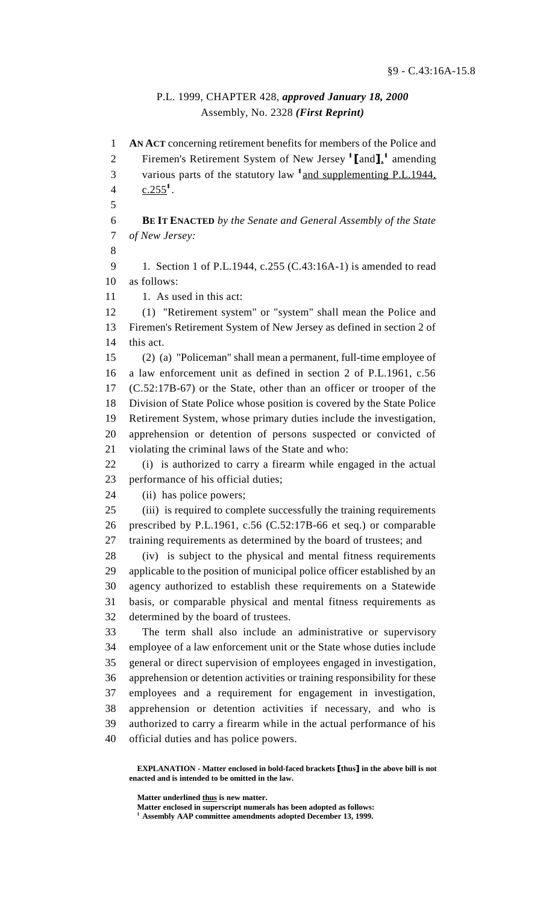§9 - C.43:16A-15.8

P.L. 1999, CHAPTER 428, *approved January 18, 2000*
Assembly, No. 2328 *(First Reprint)*

**AN ACT** concerning retirement benefits for members of the Police and Firemen's Retirement System of New Jersey [1] **[**and**]**, [1] amending various parts of the statutory law [1] and supplementing P.L.1944, c.255 [1].

**BE IT ENACTED** *by the Senate and General Assembly of the State of New Jersey:*

1. Section 1 of P.L.1944, c.255 (C.43:16A-1) is amended to read as follows:

1. As used in this act:

(1) "Retirement system" or "system" shall mean the Police and Firemen's Retirement System of New Jersey as defined in section 2 of this act.

(2) (a) "Policeman" shall mean a permanent, full-time employee of a law enforcement unit as defined in section 2 of P.L.1961, c.56 (C.52:17B-67) or the State, other than an officer or trooper of the Division of State Police whose position is covered by the State Police Retirement System, whose primary duties include the investigation, apprehension or detention of persons suspected or convicted of violating the criminal laws of the State and who:

(i) is authorized to carry a firearm while engaged in the actual performance of his official duties;

(ii) has police powers;

(iii) is required to complete successfully the training requirements prescribed by P.L.1961, c.56 (C.52:17B-66 et seq.) or comparable training requirements as determined by the board of trustees; and

(iv) is subject to the physical and mental fitness requirements applicable to the position of municipal police officer established by an agency authorized to establish these requirements on a Statewide basis, or comparable physical and mental fitness requirements as determined by the board of trustees.

The term shall also include an administrative or supervisory employee of a law enforcement unit or the State whose duties include general or direct supervision of employees engaged in investigation, apprehension or detention activities or training responsibility for these employees and a requirement for engagement in investigation, apprehension or detention activities if necessary, and who is authorized to carry a firearm while in the actual performance of his official duties and has police powers.

**EXPLANATION - Matter enclosed in bold-faced brackets [thus] in the above bill is not enacted and is intended to be omitted in the law.**

**Matter underlined thus is new matter.**
**Matter enclosed in superscript numerals has been adopted as follows:**
[1] **Assembly AAP committee amendments adopted December 13, 1999.**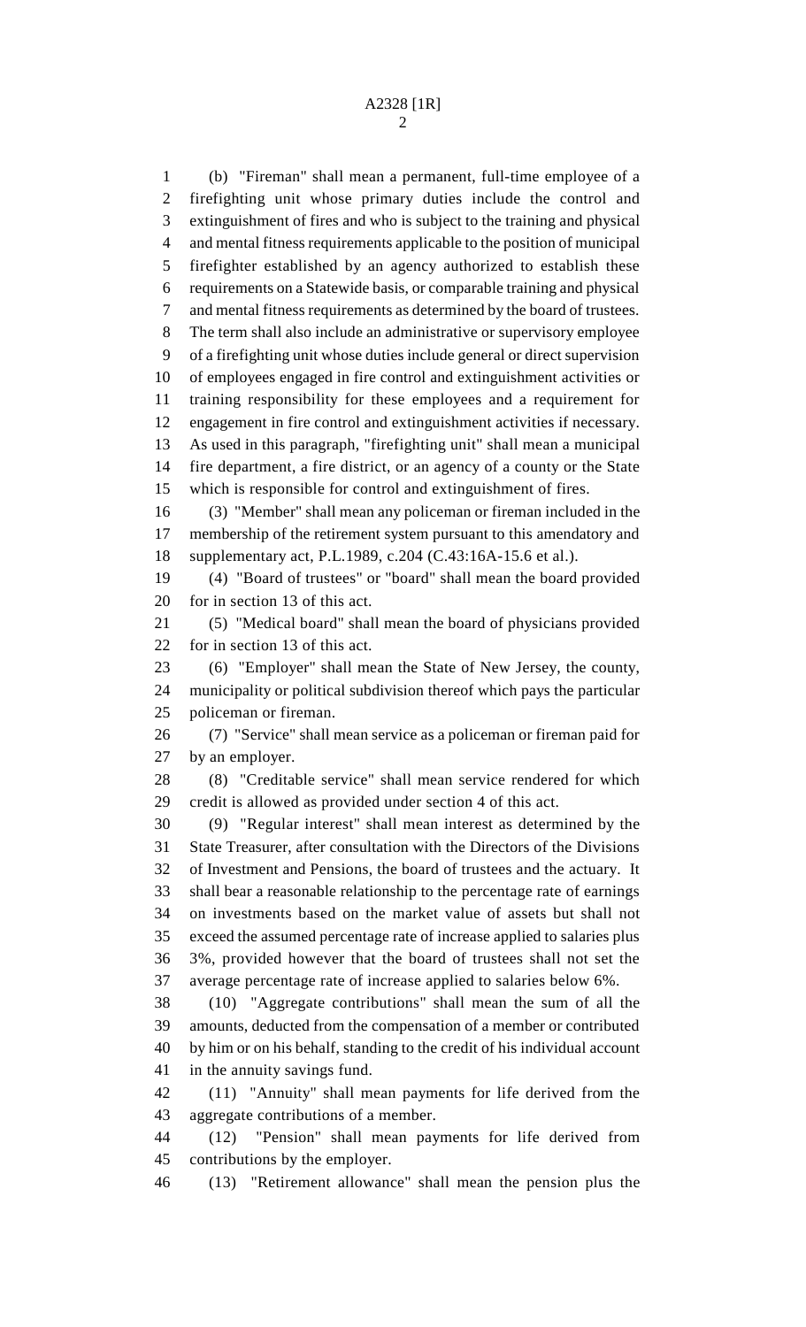(b) "Fireman" shall mean a permanent, full-time employee of a firefighting unit whose primary duties include the control and extinguishment of fires and who is subject to the training and physical and mental fitness requirements applicable to the position of municipal firefighter established by an agency authorized to establish these requirements on a Statewide basis, or comparable training and physical and mental fitness requirements as determined by the board of trustees. The term shall also include an administrative or supervisory employee of a firefighting unit whose duties include general or direct supervision of employees engaged in fire control and extinguishment activities or training responsibility for these employees and a requirement for engagement in fire control and extinguishment activities if necessary. As used in this paragraph, "firefighting unit" shall mean a municipal fire department, a fire district, or an agency of a county or the State which is responsible for control and extinguishment of fires.

(3) "Member" shall mean any policeman or fireman included in the membership of the retirement system pursuant to this amendatory and supplementary act, P.L.1989, c.204 (C.43:16A-15.6 et al.).

(4) "Board of trustees" or "board" shall mean the board provided for in section 13 of this act.

(5) "Medical board" shall mean the board of physicians provided for in section 13 of this act.

(6) "Employer" shall mean the State of New Jersey, the county, municipality or political subdivision thereof which pays the particular policeman or fireman.

(7) "Service" shall mean service as a policeman or fireman paid for by an employer.

(8) "Creditable service" shall mean service rendered for which credit is allowed as provided under section 4 of this act.

(9) "Regular interest" shall mean interest as determined by the State Treasurer, after consultation with the Directors of the Divisions of Investment and Pensions, the board of trustees and the actuary. It shall bear a reasonable relationship to the percentage rate of earnings on investments based on the market value of assets but shall not exceed the assumed percentage rate of increase applied to salaries plus 3%, provided however that the board of trustees shall not set the average percentage rate of increase applied to salaries below 6%.

(10) "Aggregate contributions" shall mean the sum of all the amounts, deducted from the compensation of a member or contributed by him or on his behalf, standing to the credit of his individual account in the annuity savings fund.

(11) "Annuity" shall mean payments for life derived from the aggregate contributions of a member.

(12) "Pension" shall mean payments for life derived from contributions by the employer.

(13) "Retirement allowance" shall mean the pension plus the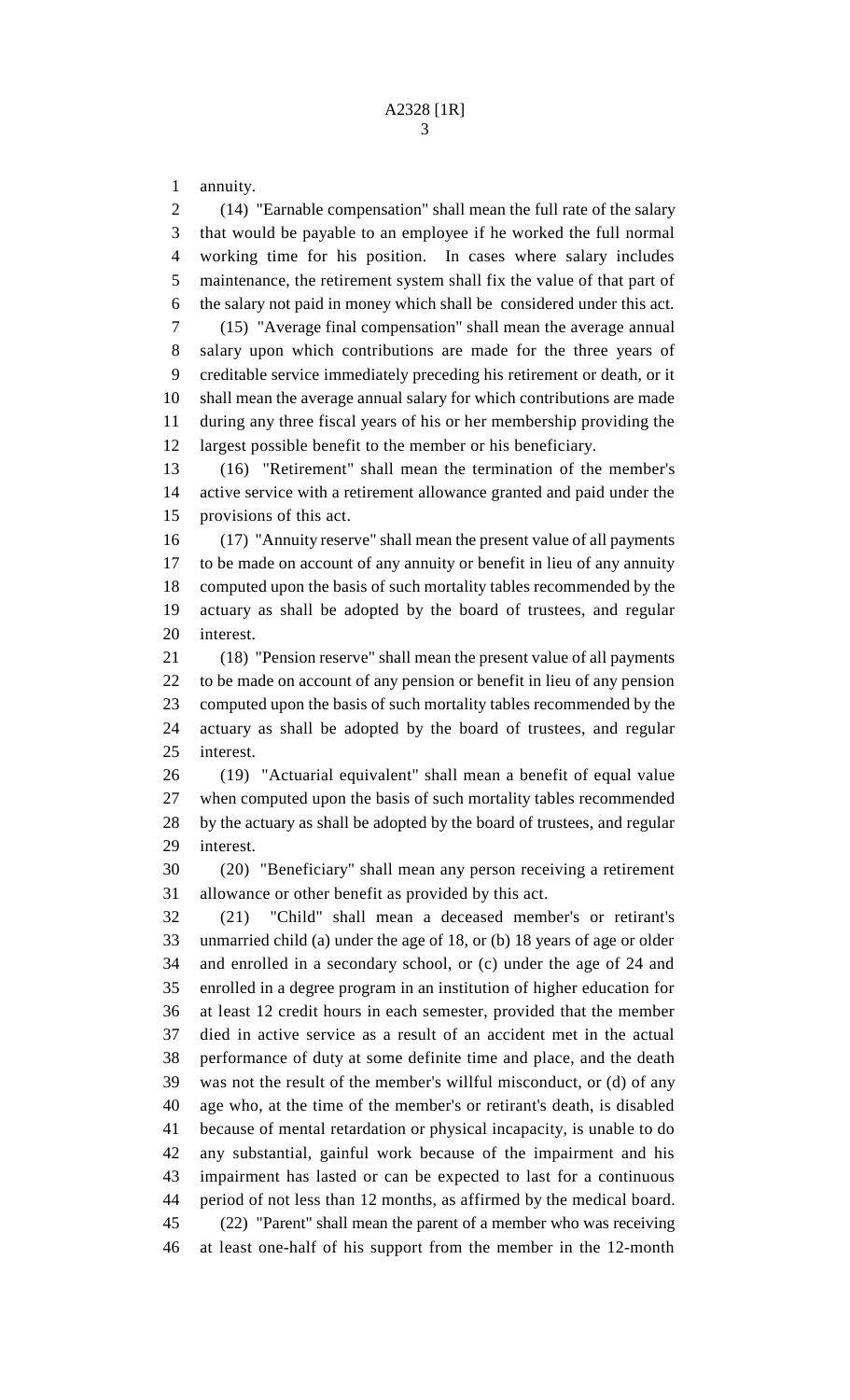annuity.

(14) "Earnable compensation" shall mean the full rate of the salary that would be payable to an employee if he worked the full normal working time for his position. In cases where salary includes maintenance, the retirement system shall fix the value of that part of the salary not paid in money which shall be considered under this act.

(15) "Average final compensation" shall mean the average annual salary upon which contributions are made for the three years of creditable service immediately preceding his retirement or death, or it shall mean the average annual salary for which contributions are made during any three fiscal years of his or her membership providing the largest possible benefit to the member or his beneficiary.

(16) "Retirement" shall mean the termination of the member's active service with a retirement allowance granted and paid under the provisions of this act.

(17) "Annuity reserve" shall mean the present value of all payments to be made on account of any annuity or benefit in lieu of any annuity computed upon the basis of such mortality tables recommended by the actuary as shall be adopted by the board of trustees, and regular interest.

(18) "Pension reserve" shall mean the present value of all payments to be made on account of any pension or benefit in lieu of any pension computed upon the basis of such mortality tables recommended by the actuary as shall be adopted by the board of trustees, and regular interest.

(19) "Actuarial equivalent" shall mean a benefit of equal value when computed upon the basis of such mortality tables recommended by the actuary as shall be adopted by the board of trustees, and regular interest.

(20) "Beneficiary" shall mean any person receiving a retirement allowance or other benefit as provided by this act.

(21) "Child" shall mean a deceased member's or retirant's unmarried child (a) under the age of 18, or (b) 18 years of age or older and enrolled in a secondary school, or (c) under the age of 24 and enrolled in a degree program in an institution of higher education for at least 12 credit hours in each semester, provided that the member died in active service as a result of an accident met in the actual performance of duty at some definite time and place, and the death was not the result of the member's willful misconduct, or (d) of any age who, at the time of the member's or retirant's death, is disabled because of mental retardation or physical incapacity, is unable to do any substantial, gainful work because of the impairment and his impairment has lasted or can be expected to last for a continuous period of not less than 12 months, as affirmed by the medical board.

(22) "Parent" shall mean the parent of a member who was receiving at least one-half of his support from the member in the 12-month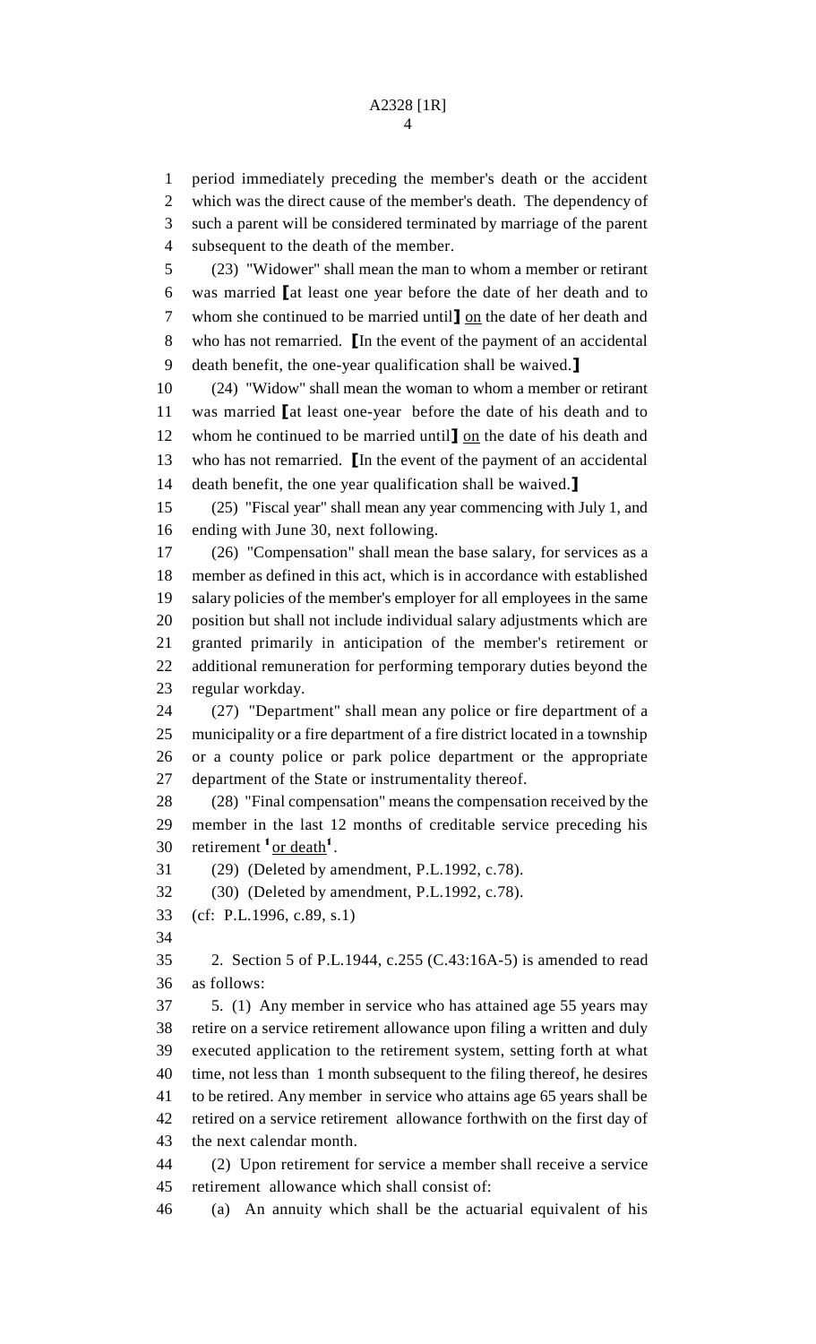period immediately preceding the member's death or the accident which was the direct cause of the member's death. The dependency of such a parent will be considered terminated by marriage of the parent subsequent to the death of the member.

(23) "Widower" shall mean the man to whom a member or retirant was married [at least one year before the date of her death and to whom she continued to be married until] on the date of her death and who has not remarried. [In the event of the payment of an accidental death benefit, the one-year qualification shall be waived.]

(24) "Widow" shall mean the woman to whom a member or retirant was married [at least one-year before the date of his death and to whom he continued to be married until] on the date of his death and who has not remarried. [In the event of the payment of an accidental death benefit, the one year qualification shall be waived.]

(25) "Fiscal year" shall mean any year commencing with July 1, and ending with June 30, next following.

(26) "Compensation" shall mean the base salary, for services as a member as defined in this act, which is in accordance with established salary policies of the member's employer for all employees in the same position but shall not include individual salary adjustments which are granted primarily in anticipation of the member's retirement or additional remuneration for performing temporary duties beyond the regular workday.

(27) "Department" shall mean any police or fire department of a municipality or a fire department of a fire district located in a township or a county police or park police department or the appropriate department of the State or instrumentality thereof.

(28) "Final compensation" means the compensation received by the member in the last 12 months of creditable service preceding his retirement [1] or death [1].

(29) (Deleted by amendment, P.L.1992, c.78).

(30) (Deleted by amendment, P.L.1992, c.78).

(cf: P.L.1996, c.89, s.1)

2. Section 5 of P.L.1944, c.255 (C.43:16A-5) is amended to read as follows:

5. (1) Any member in service who has attained age 55 years may retire on a service retirement allowance upon filing a written and duly executed application to the retirement system, setting forth at what time, not less than 1 month subsequent to the filing thereof, he desires to be retired. Any member in service who attains age 65 years shall be retired on a service retirement allowance forthwith on the first day of the next calendar month.

(2) Upon retirement for service a member shall receive a service retirement allowance which shall consist of:

(a) An annuity which shall be the actuarial equivalent of his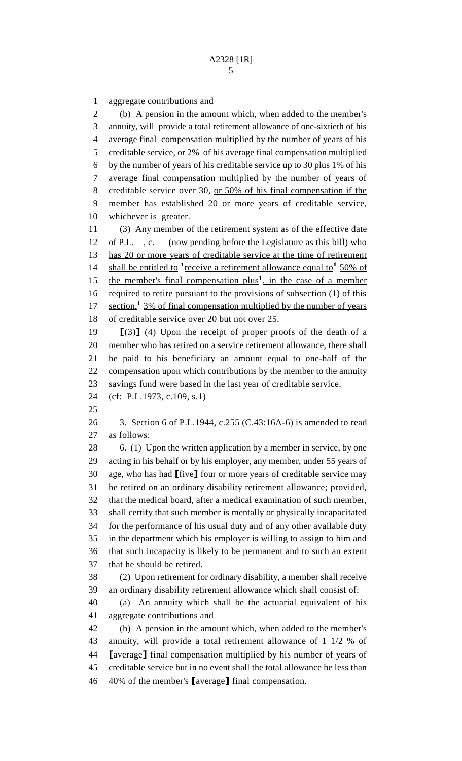aggregate contributions and

(b) A pension in the amount which, when added to the member's annuity, will provide a total retirement allowance of one-sixtieth of his average final compensation multiplied by the number of years of his creditable service, or 2% of his average final compensation multiplied by the number of years of his creditable service up to 30 plus 1% of his average final compensation multiplied by the number of years of creditable service over 30, or 50% of his final compensation if the member has established 20 or more years of creditable service, whichever is greater.

(3) Any member of the retirement system as of the effective date of P.L. , c. (now pending before the Legislature as this bill) who has 20 or more years of creditable service at the time of retirement shall be entitled to [1]receive a retirement allowance equal to[1] 50% of the member's final compensation plus[1], in the case of a member required to retire pursuant to the provisions of subsection (1) of this section,[1] 3% of final compensation multiplied by the number of years of creditable service over 20 but not over 25.

[(3)] (4) Upon the receipt of proper proofs of the death of a member who has retired on a service retirement allowance, there shall be paid to his beneficiary an amount equal to one-half of the compensation upon which contributions by the member to the annuity savings fund were based in the last year of creditable service.

(cf: P.L.1973, c.109, s.1)

3. Section 6 of P.L.1944, c.255 (C.43:16A-6) is amended to read as follows:

6. (1) Upon the written application by a member in service, by one acting in his behalf or by his employer, any member, under 55 years of age, who has had [five] four or more years of creditable service may be retired on an ordinary disability retirement allowance; provided, that the medical board, after a medical examination of such member, shall certify that such member is mentally or physically incapacitated for the performance of his usual duty and of any other available duty in the department which his employer is willing to assign to him and that such incapacity is likely to be permanent and to such an extent that he should be retired.

(2) Upon retirement for ordinary disability, a member shall receive an ordinary disability retirement allowance which shall consist of:

(a) An annuity which shall be the actuarial equivalent of his aggregate contributions and

(b) A pension in the amount which, when added to the member's annuity, will provide a total retirement allowance of 1 1/2 % of [average] final compensation multiplied by his number of years of creditable service but in no event shall the total allowance be less than 40% of the member's [average] final compensation.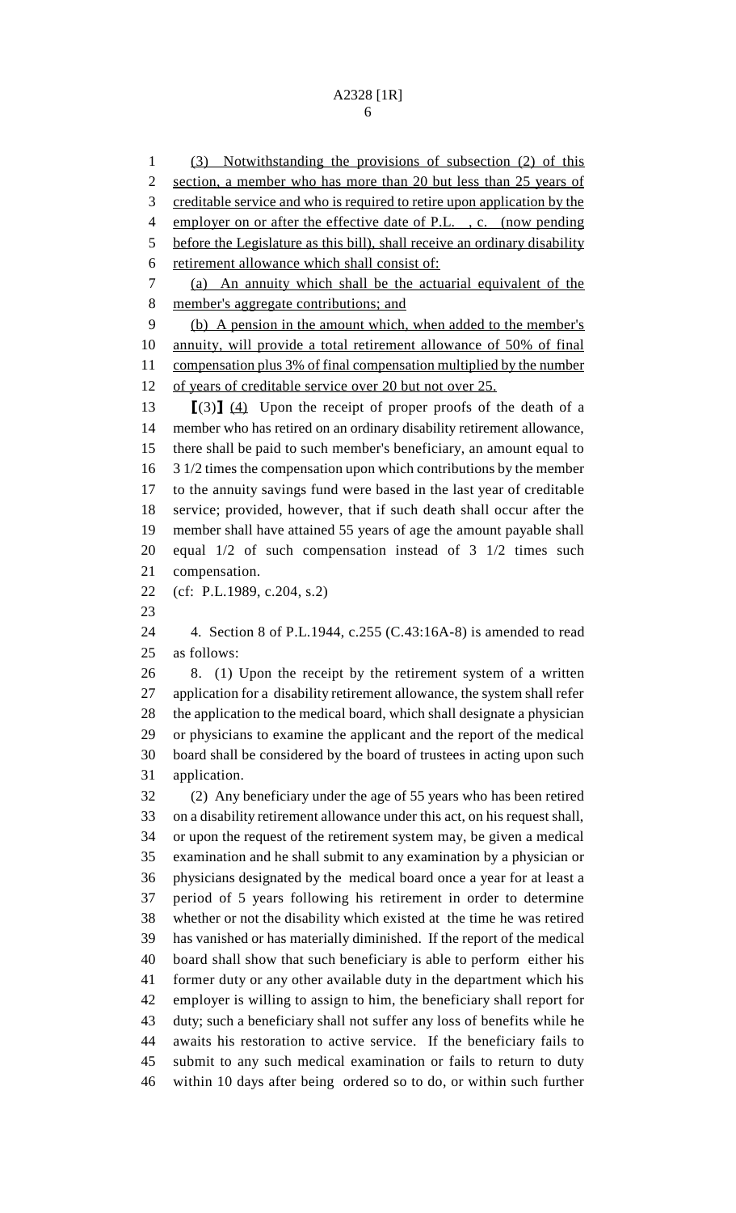(3) Notwithstanding the provisions of subsection (2) of this section, a member who has more than 20 but less than 25 years of creditable service and who is required to retire upon application by the employer on or after the effective date of P.L. , c. (now pending before the Legislature as this bill), shall receive an ordinary disability retirement allowance which shall consist of:

(a) An annuity which shall be the actuarial equivalent of the member's aggregate contributions; and

(b) A pension in the amount which, when added to the member's annuity, will provide a total retirement allowance of 50% of final compensation plus 3% of final compensation multiplied by the number of years of creditable service over 20 but not over 25.

⟦(3)⟧ (4) Upon the receipt of proper proofs of the death of a member who has retired on an ordinary disability retirement allowance, there shall be paid to such member's beneficiary, an amount equal to 3 1/2 times the compensation upon which contributions by the member to the annuity savings fund were based in the last year of creditable service; provided, however, that if such death shall occur after the member shall have attained 55 years of age the amount payable shall equal 1/2 of such compensation instead of 3 1/2 times such compensation.

(cf: P.L.1989, c.204, s.2)

4. Section 8 of P.L.1944, c.255 (C.43:16A-8) is amended to read as follows:

8. (1) Upon the receipt by the retirement system of a written application for a disability retirement allowance, the system shall refer the application to the medical board, which shall designate a physician or physicians to examine the applicant and the report of the medical board shall be considered by the board of trustees in acting upon such application.

(2) Any beneficiary under the age of 55 years who has been retired on a disability retirement allowance under this act, on his request shall, or upon the request of the retirement system may, be given a medical examination and he shall submit to any examination by a physician or physicians designated by the medical board once a year for at least a period of 5 years following his retirement in order to determine whether or not the disability which existed at the time he was retired has vanished or has materially diminished. If the report of the medical board shall show that such beneficiary is able to perform either his former duty or any other available duty in the department which his employer is willing to assign to him, the beneficiary shall report for duty; such a beneficiary shall not suffer any loss of benefits while he awaits his restoration to active service. If the beneficiary fails to submit to any such medical examination or fails to return to duty within 10 days after being ordered so to do, or within such further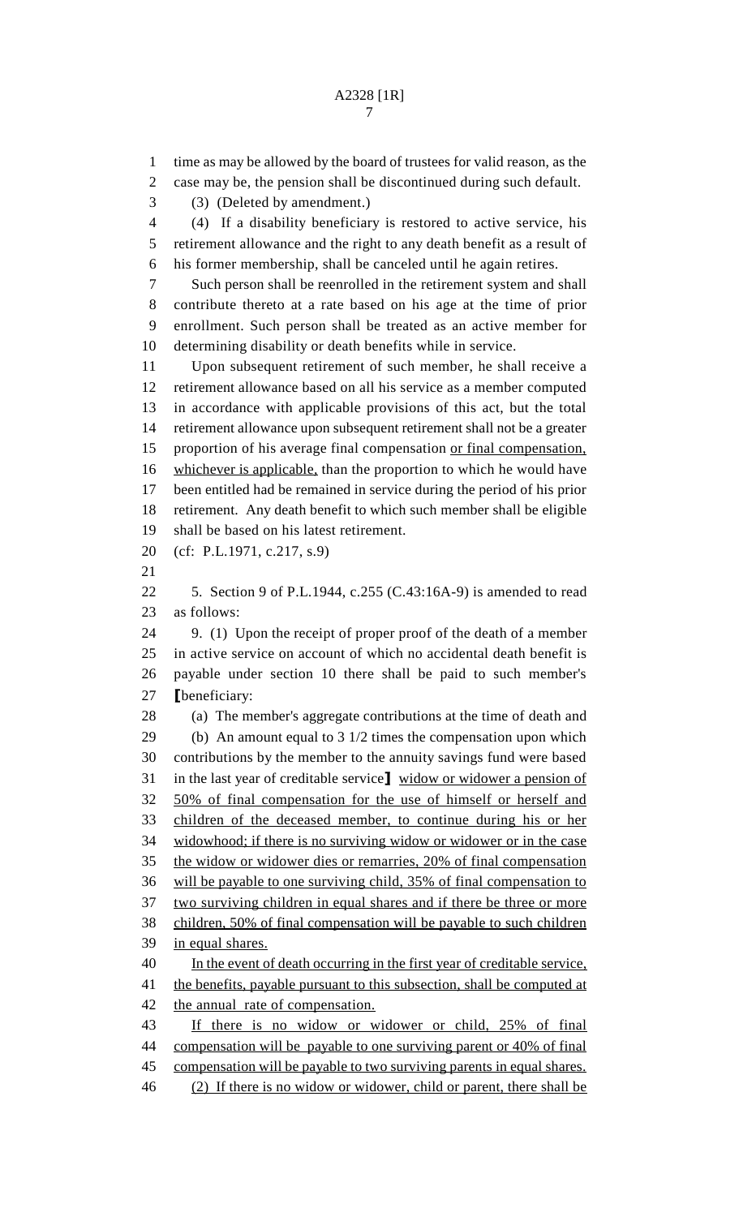time as may be allowed by the board of trustees for valid reason, as the case may be, the pension shall be discontinued during such default.

(3) (Deleted by amendment.)

(4) If a disability beneficiary is restored to active service, his retirement allowance and the right to any death benefit as a result of his former membership, shall be canceled until he again retires.

Such person shall be reenrolled in the retirement system and shall contribute thereto at a rate based on his age at the time of prior enrollment. Such person shall be treated as an active member for determining disability or death benefits while in service.

Upon subsequent retirement of such member, he shall receive a retirement allowance based on all his service as a member computed in accordance with applicable provisions of this act, but the total retirement allowance upon subsequent retirement shall not be a greater proportion of his average final compensation <u>or final compensation, whichever is applicable,</u> than the proportion to which he would have been entitled had he remained in service during the period of his prior retirement. Any death benefit to which such member shall be eligible shall be based on his latest retirement.

(cf: P.L.1971, c.217, s.9)

5. Section 9 of P.L.1944, c.255 (C.43:16A-9) is amended to read as follows:

9. (1) Upon the receipt of proper proof of the death of a member in active service on account of which no accidental death benefit is payable under section 10 there shall be paid to such member's ⟦beneficiary:

(a) The member's aggregate contributions at the time of death and

(b) An amount equal to 3 1/2 times the compensation upon which contributions by the member to the annuity savings fund were based in the last year of creditable service⟧ <u>widow or widower a pension of 50% of final compensation for the use of himself or herself and children of the deceased member, to continue during his or her widowhood; if there is no surviving widow or widower or in the case the widow or widower dies or remarries, 20% of final compensation will be payable to one surviving child, 35% of final compensation to two surviving children in equal shares and if there be three or more children, 50% of final compensation will be payable to such children in equal shares.</u>

<u>In the event of death occurring in the first year of creditable service, the benefits, payable pursuant to this subsection, shall be computed at the annual rate of compensation.</u>

<u>If there is no widow or widower or child, 25% of final compensation will be payable to one surviving parent or 40% of final compensation will be payable to two surviving parents in equal shares.</u>

<u>(2) If there is no widow or widower, child or parent, there shall be</u>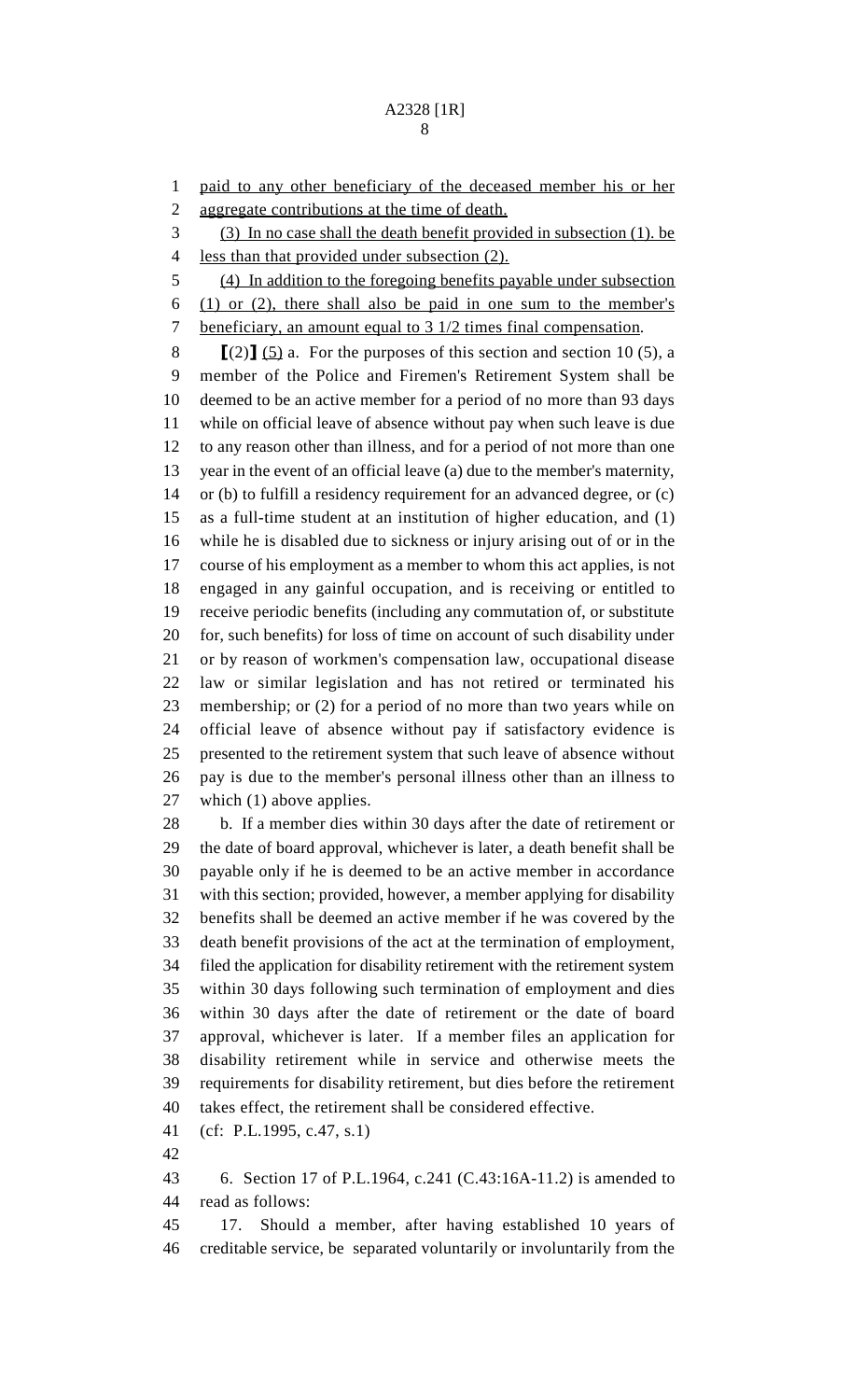paid to any other beneficiary of the deceased member his or her aggregate contributions at the time of death.

(3) In no case shall the death benefit provided in subsection (1). be less than that provided under subsection (2).

(4) In addition to the foregoing benefits payable under subsection (1) or (2), there shall also be paid in one sum to the member's beneficiary, an amount equal to 3 1/2 times final compensation.

[(2)] (5) a. For the purposes of this section and section 10 (5), a member of the Police and Firemen's Retirement System shall be deemed to be an active member for a period of no more than 93 days while on official leave of absence without pay when such leave is due to any reason other than illness, and for a period of not more than one year in the event of an official leave (a) due to the member's maternity, or (b) to fulfill a residency requirement for an advanced degree, or (c) as a full-time student at an institution of higher education, and (1) while he is disabled due to sickness or injury arising out of or in the course of his employment as a member to whom this act applies, is not engaged in any gainful occupation, and is receiving or entitled to receive periodic benefits (including any commutation of, or substitute for, such benefits) for loss of time on account of such disability under or by reason of workmen's compensation law, occupational disease law or similar legislation and has not retired or terminated his membership; or (2) for a period of no more than two years while on official leave of absence without pay if satisfactory evidence is presented to the retirement system that such leave of absence without pay is due to the member's personal illness other than an illness to which (1) above applies.

b. If a member dies within 30 days after the date of retirement or the date of board approval, whichever is later, a death benefit shall be payable only if he is deemed to be an active member in accordance with this section; provided, however, a member applying for disability benefits shall be deemed an active member if he was covered by the death benefit provisions of the act at the termination of employment, filed the application for disability retirement with the retirement system within 30 days following such termination of employment and dies within 30 days after the date of retirement or the date of board approval, whichever is later. If a member files an application for disability retirement while in service and otherwise meets the requirements for disability retirement, but dies before the retirement takes effect, the retirement shall be considered effective.

(cf: P.L.1995, c.47, s.1)

6. Section 17 of P.L.1964, c.241 (C.43:16A-11.2) is amended to read as follows:

17. Should a member, after having established 10 years of creditable service, be separated voluntarily or involuntarily from the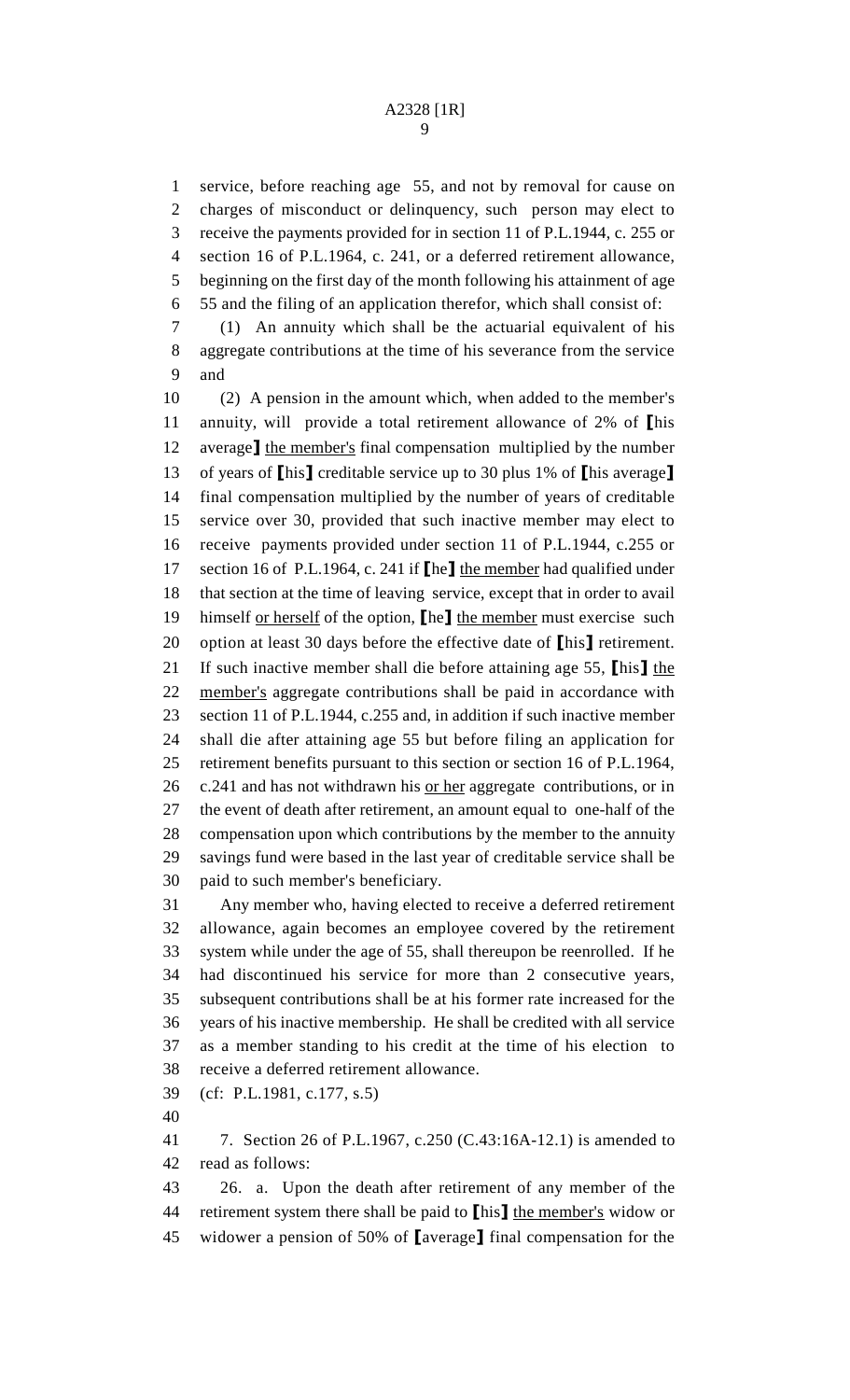service, before reaching age 55, and not by removal for cause on charges of misconduct or delinquency, such person may elect to receive the payments provided for in section 11 of P.L.1944, c. 255 or section 16 of P.L.1964, c. 241, or a deferred retirement allowance, beginning on the first day of the month following his attainment of age 55 and the filing of an application therefor, which shall consist of:

(1) An annuity which shall be the actuarial equivalent of his aggregate contributions at the time of his severance from the service and

(2) A pension in the amount which, when added to the member's annuity, will provide a total retirement allowance of 2% of [his average] <u>the member's</u> final compensation multiplied by the number of years of [his] creditable service up to 30 plus 1% of [his average] final compensation multiplied by the number of years of creditable service over 30, provided that such inactive member may elect to receive payments provided under section 11 of P.L.1944, c.255 or section 16 of P.L.1964, c. 241 if [he] <u>the member</u> had qualified under that section at the time of leaving service, except that in order to avail himself <u>or herself</u> of the option, [he] <u>the member</u> must exercise such option at least 30 days before the effective date of [his] retirement. If such inactive member shall die before attaining age 55, [his] <u>the member's</u> aggregate contributions shall be paid in accordance with section 11 of P.L.1944, c.255 and, in addition if such inactive member shall die after attaining age 55 but before filing an application for retirement benefits pursuant to this section or section 16 of P.L.1964, c.241 and has not withdrawn his <u>or her</u> aggregate contributions, or in the event of death after retirement, an amount equal to one-half of the compensation upon which contributions by the member to the annuity savings fund were based in the last year of creditable service shall be paid to such member's beneficiary.

Any member who, having elected to receive a deferred retirement allowance, again becomes an employee covered by the retirement system while under the age of 55, shall thereupon be reenrolled. If he had discontinued his service for more than 2 consecutive years, subsequent contributions shall be at his former rate increased for the years of his inactive membership. He shall be credited with all service as a member standing to his credit at the time of his election to receive a deferred retirement allowance.

(cf: P.L.1981, c.177, s.5)

7. Section 26 of P.L.1967, c.250 (C.43:16A-12.1) is amended to read as follows:

26. a. Upon the death after retirement of any member of the retirement system there shall be paid to [his] <u>the member's</u> widow or widower a pension of 50% of [average] final compensation for the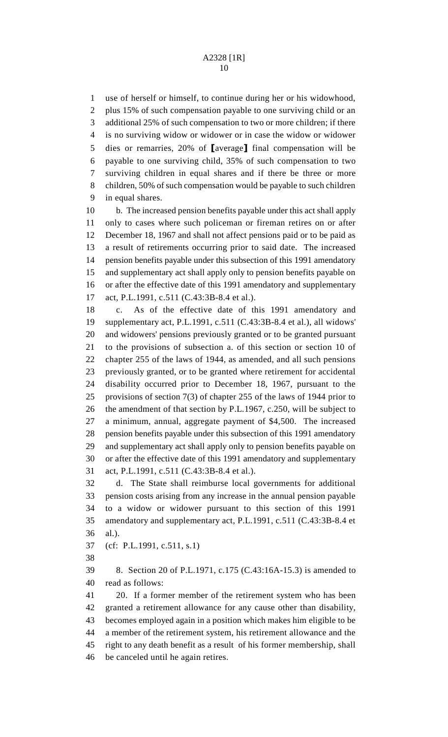use of herself or himself, to continue during her or his widowhood, plus 15% of such compensation payable to one surviving child or an additional 25% of such compensation to two or more children; if there is no surviving widow or widower or in case the widow or widower dies or remarries, 20% of [average] final compensation will be payable to one surviving child, 35% of such compensation to two surviving children in equal shares and if there be three or more children, 50% of such compensation would be payable to such children in equal shares.

b. The increased pension benefits payable under this act shall apply only to cases where such policeman or fireman retires on or after December 18, 1967 and shall not affect pensions paid or to be paid as a result of retirements occurring prior to said date. The increased pension benefits payable under this subsection of this 1991 amendatory and supplementary act shall apply only to pension benefits payable on or after the effective date of this 1991 amendatory and supplementary act, P.L.1991, c.511 (C.43:3B-8.4 et al.).

c. As of the effective date of this 1991 amendatory and supplementary act, P.L.1991, c.511 (C.43:3B-8.4 et al.), all widows' and widowers' pensions previously granted or to be granted pursuant to the provisions of subsection a. of this section or section 10 of chapter 255 of the laws of 1944, as amended, and all such pensions previously granted, or to be granted where retirement for accidental disability occurred prior to December 18, 1967, pursuant to the provisions of section 7(3) of chapter 255 of the laws of 1944 prior to the amendment of that section by P.L.1967, c.250, will be subject to a minimum, annual, aggregate payment of $4,500. The increased pension benefits payable under this subsection of this 1991 amendatory and supplementary act shall apply only to pension benefits payable on or after the effective date of this 1991 amendatory and supplementary act, P.L.1991, c.511 (C.43:3B-8.4 et al.).

d. The State shall reimburse local governments for additional pension costs arising from any increase in the annual pension payable to a widow or widower pursuant to this section of this 1991 amendatory and supplementary act, P.L.1991, c.511 (C.43:3B-8.4 et al.).

(cf: P.L.1991, c.511, s.1)

8. Section 20 of P.L.1971, c.175 (C.43:16A-15.3) is amended to read as follows:

20. If a former member of the retirement system who has been granted a retirement allowance for any cause other than disability, becomes employed again in a position which makes him eligible to be a member of the retirement system, his retirement allowance and the right to any death benefit as a result of his former membership, shall be canceled until he again retires.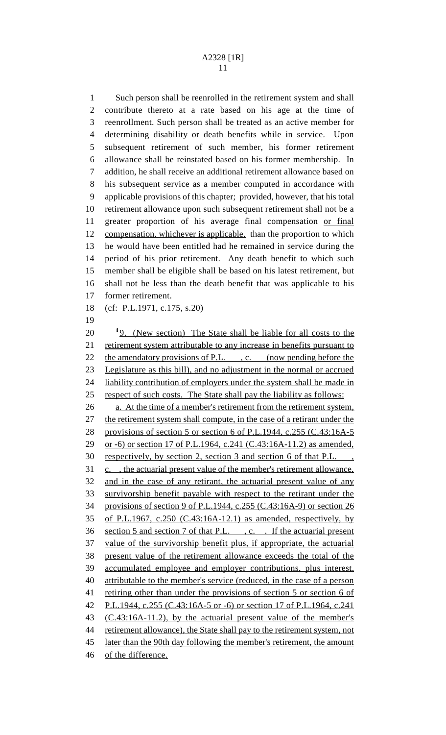Such person shall be reenrolled in the retirement system and shall contribute thereto at a rate based on his age at the time of reenrollment. Such person shall be treated as an active member for determining disability or death benefits while in service. Upon subsequent retirement of such member, his former retirement allowance shall be reinstated based on his former membership. In addition, he shall receive an additional retirement allowance based on his subsequent service as a member computed in accordance with applicable provisions of this chapter; provided, however, that his total retirement allowance upon such subsequent retirement shall not be a greater proportion of his average final compensation or final compensation, whichever is applicable, than the proportion to which he would have been entitled had he remained in service during the period of his prior retirement. Any death benefit to which such member shall be eligible shall be based on his latest retirement, but shall not be less than the death benefit that was applicable to his former retirement.

(cf: P.L.1971, c.175, s.20)

[1]9. (New section) The State shall be liable for all costs to the retirement system attributable to any increase in benefits pursuant to the amendatory provisions of P.L. , c. (now pending before the Legislature as this bill), and no adjustment in the normal or accrued liability contribution of employers under the system shall be made in respect of such costs. The State shall pay the liability as follows:

a. At the time of a member's retirement from the retirement system, the retirement system shall compute, in the case of a retirant under the provisions of section 5 or section 6 of P.L.1944, c.255 (C.43:16A-5 or -6) or section 17 of P.L.1964, c.241 (C.43:16A-11.2) as amended, respectively, by section 2, section 3 and section 6 of that P.L. , c. , the actuarial present value of the member's retirement allowance, and in the case of any retirant, the actuarial present value of any survivorship benefit payable with respect to the retirant under the provisions of section 9 of P.L.1944, c.255 (C.43:16A-9) or section 26 of P.L.1967, c.250 (C.43:16A-12.1) as amended, respectively, by section 5 and section 7 of that P.L. , c. . If the actuarial present value of the survivorship benefit plus, if appropriate, the actuarial present value of the retirement allowance exceeds the total of the accumulated employee and employer contributions, plus interest, attributable to the member's service (reduced, in the case of a person retiring other than under the provisions of section 5 or section 6 of P.L.1944, c.255 (C.43:16A-5 or -6) or section 17 of P.L.1964, c.241 (C.43:16A-11.2), by the actuarial present value of the member's retirement allowance), the State shall pay to the retirement system, not later than the 90th day following the member's retirement, the amount of the difference.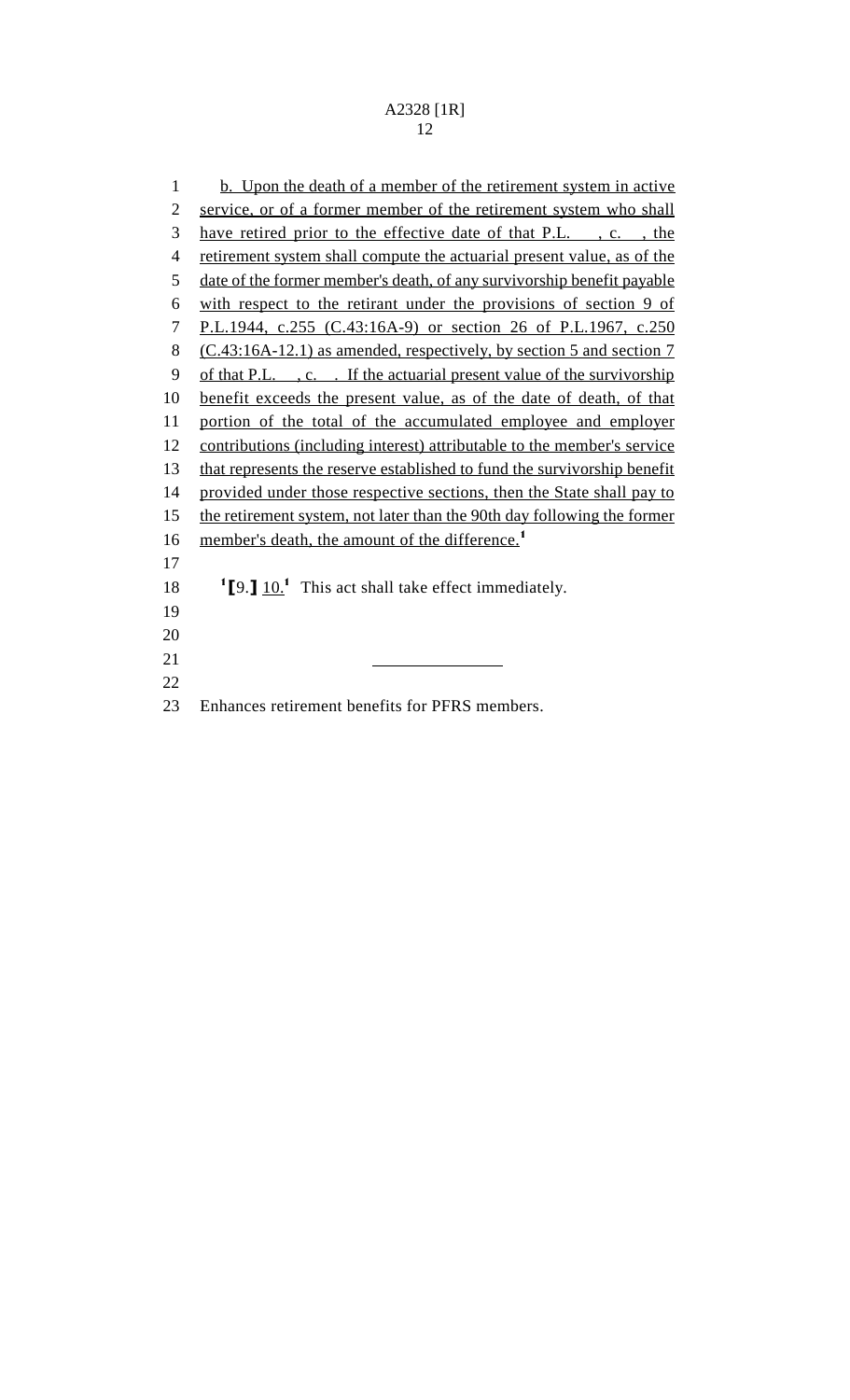b. Upon the death of a member of the retirement system in active service, or of a former member of the retirement system who shall have retired prior to the effective date of that P.L. , c. , the retirement system shall compute the actuarial present value, as of the date of the former member's death, of any survivorship benefit payable with respect to the retirant under the provisions of section 9 of P.L.1944, c.255 (C.43:16A-9) or section 26 of P.L.1967, c.250 (C.43:16A-12.1) as amended, respectively, by section 5 and section 7 of that P.L. , c. . If the actuarial present value of the survivorship benefit exceeds the present value, as of the date of death, of that portion of the total of the accumulated employee and employer contributions (including interest) attributable to the member's service that represents the reserve established to fund the survivorship benefit provided under those respective sections, then the State shall pay to the retirement system, not later than the 90th day following the former member's death, the amount of the difference.[1]

[1][9.] 10.[1] This act shall take effect immediately.

---

Enhances retirement benefits for PFRS members.